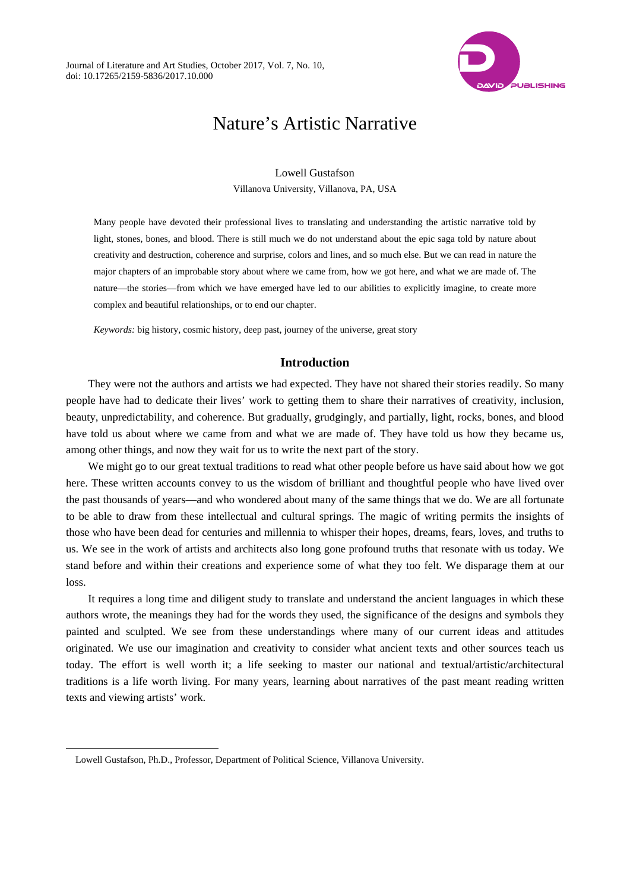# Nature's Artistic Narrative

Lowell Gustafson

Villanova University, Villanova, PA, USA

Many people have devoted their professional lives to translating and understanding the artistic narrative told by light, stones, bones, and blood. There is still much we do not understand about the epic saga told by nature about creativity and destruction, coherence and surprise, colors and lines, and so much else. But we can read in nature the major chapters of an improbable story about where we came from, how we got here, and what we are made of. The nature—the stories—from which we have emerged have led to our abilities to explicitly imagine, to create more complex and beautiful relationships, or to end our chapter.

*Keywords:* big history, cosmic history, deep past, journey of the universe, great story

## Introduction

They were not the authors and artists we had expected. They have not shared their stories readily. So many people have had to dedicate their lives' work to getting them to share their narratives of creativity, inclusion, beauty, unpredictability, and coherence. But gradually, grudgingly, and partially, light, rocks, bones, and blood have told us about where we came from and what we are made of. They have told us how they became us, among other things, and now they wait for us to write the next part of the story.

We might go to our great textual traditions to read what other people before us have said about how we got here. These written accounts convey to us the wisdom of brilliant and thoughtful people who have lived over the past thousands of years—and who wondered about many of the same things that we do. We are all fortunate to be able to draw from these intellectual and cultural springs. The magic of writing permits the insights of those who have been dead for centuries and millennia to whisper their hopes, dreams, fears, loves, and truths to us. We see in the work of artists and architects also long gone profound truths that resonate with us today. We stand before and within their creations and experience some of what they too felt. We disparage them at our loss.

It requires a long time and diligent study to translate and understand the ancient languages in which these authors wrote, the meanings they had for the words they used, the significance of the designs and symbols they painted and sculpted. We see from these understandings where many of our current ideas and attitudes originated. We use our imagination and creativity to consider what ancient texts and other sources teach us today. The effort is well worth it; a life seeking to master our national and textual/artistic/architectural traditions is a life worth living. For many years, learning about narratives of the past meant reading written texts and viewing artists' work.

---

Lowell Gustafson, Ph.D., Professor, Department of Political Science, Villanova University.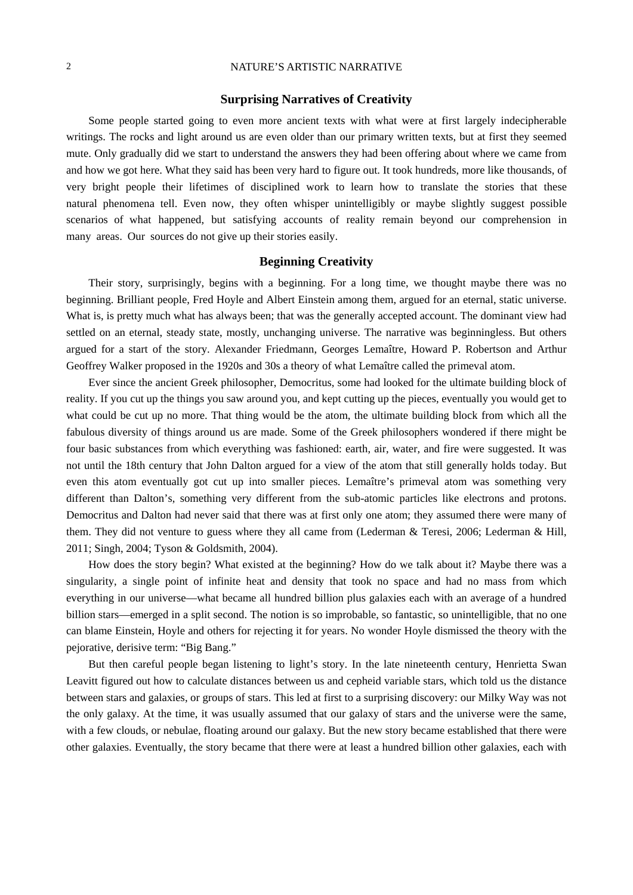## Surprising Narratives of Creativity

Some people started going to even more ancient texts with what were at first largely indecipherable writings. The rocks and light around us are even older than our primary written texts, but at first they seemed mute. Only gradually did we start to understand the answers they had been offering about where we came from and how we got here. What they said has been very hard to figure out. It took hundreds, more like thousands, of very bright people their lifetimes of disciplined work to learn how to translate the stories that these natural phenomena tell. Even now, they often whisper unintelligibly or maybe slightly suggest possible scenarios of what happened, but satisfying accounts of reality remain beyond our comprehension in many areas. Our sources do not give up their stories easily.

## Beginning Creativity

Their story, surprisingly, begins with a beginning. For a long time, we thought maybe there was no beginning. Brilliant people, Fred Hoyle and Albert Einstein among them, argued for an eternal, static universe. What is, is pretty much what has always been; that was the generally accepted account. The dominant view had settled on an eternal, steady state, mostly, unchanging universe. The narrative was beginningless. But others argued for a start of the story. Alexander Friedmann, Georges Lemaître, Howard P. Robertson and Arthur Geoffrey Walker proposed in the 1920s and 30s a theory of what Lemaître called the primeval atom.

Ever since the ancient Greek philosopher, Democritus, some had looked for the ultimate building block of reality. If you cut up the things you saw around you, and kept cutting up the pieces, eventually you would get to what could be cut up no more. That thing would be the atom, the ultimate building block from which all the fabulous diversity of things around us are made. Some of the Greek philosophers wondered if there might be four basic substances from which everything was fashioned: earth, air, water, and fire were suggested. It was not until the 18th century that John Dalton argued for a view of the atom that still generally holds today. But even this atom eventually got cut up into smaller pieces. Lemaître's primeval atom was something very different than Dalton's, something very different from the sub-atomic particles like electrons and protons. Democritus and Dalton had never said that there was at first only one atom; they assumed there were many of them. They did not venture to guess where they all came from (Lederman & Teresi, 2006; Lederman & Hill, 2011; Singh, 2004; Tyson & Goldsmith, 2004).

How does the story begin? What existed at the beginning? How do we talk about it? Maybe there was a singularity, a single point of infinite heat and density that took no space and had no mass from which everything in our universe—what became all hundred billion plus galaxies each with an average of a hundred billion stars—emerged in a split second. The notion is so improbable, so fantastic, so unintelligible, that no one can blame Einstein, Hoyle and others for rejecting it for years. No wonder Hoyle dismissed the theory with the pejorative, derisive term: "Big Bang."

But then careful people began listening to light's story. In the late nineteenth century, Henrietta Swan Leavitt figured out how to calculate distances between us and cepheid variable stars, which told us the distance between stars and galaxies, or groups of stars. This led at first to a surprising discovery: our Milky Way was not the only galaxy. At the time, it was usually assumed that our galaxy of stars and the universe were the same, with a few clouds, or nebulae, floating around our galaxy. But the new story became established that there were other galaxies. Eventually, the story became that there were at least a hundred billion other galaxies, each with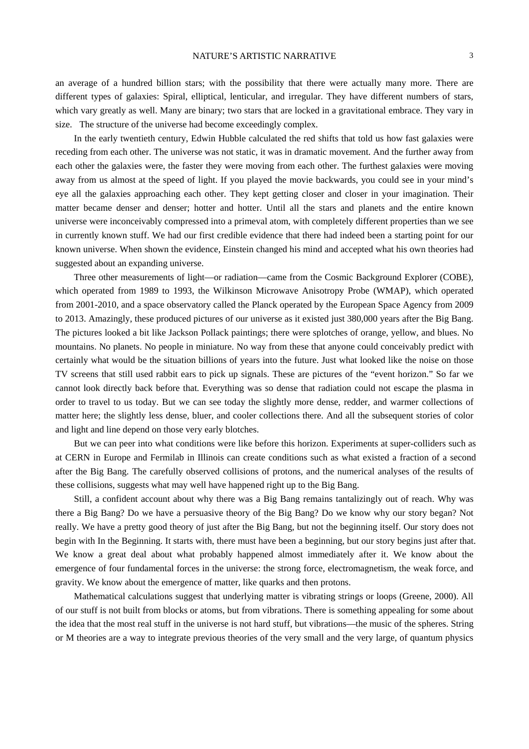an average of a hundred billion stars; with the possibility that there were actually many more. There are different types of galaxies: Spiral, elliptical, lenticular, and irregular. They have different numbers of stars, which vary greatly as well. Many are binary; two stars that are locked in a gravitational embrace. They vary in size. The structure of the universe had become exceedingly complex.

In the early twentieth century, Edwin Hubble calculated the red shifts that told us how fast galaxies were receding from each other. The universe was not static, it was in dramatic movement. And the further away from each other the galaxies were, the faster they were moving from each other. The furthest galaxies were moving away from us almost at the speed of light. If you played the movie backwards, you could see in your mind's eye all the galaxies approaching each other. They kept getting closer and closer in your imagination. Their matter became denser and denser; hotter and hotter. Until all the stars and planets and the entire known universe were inconceivably compressed into a primeval atom, with completely different properties than we see in currently known stuff. We had our first credible evidence that there had indeed been a starting point for our known universe. When shown the evidence, Einstein changed his mind and accepted what his own theories had suggested about an expanding universe.

Three other measurements of light—or radiation—came from the Cosmic Background Explorer (COBE), which operated from 1989 to 1993, the Wilkinson Microwave Anisotropy Probe (WMAP), which operated from 2001-2010, and a space observatory called the Planck operated by the European Space Agency from 2009 to 2013. Amazingly, these produced pictures of our universe as it existed just 380,000 years after the Big Bang. The pictures looked a bit like Jackson Pollack paintings; there were splotches of orange, yellow, and blues. No mountains. No planets. No people in miniature. No way from these that anyone could conceivably predict with certainty what would be the situation billions of years into the future. Just what looked like the noise on those TV screens that still used rabbit ears to pick up signals. These are pictures of the "event horizon." So far we cannot look directly back before that. Everything was so dense that radiation could not escape the plasma in order to travel to us today. But we can see today the slightly more dense, redder, and warmer collections of matter here; the slightly less dense, bluer, and cooler collections there. And all the subsequent stories of color and light and line depend on those very early blotches.

But we can peer into what conditions were like before this horizon. Experiments at super-colliders such as at CERN in Europe and Fermilab in Illinois can create conditions such as what existed a fraction of a second after the Big Bang. The carefully observed collisions of protons, and the numerical analyses of the results of these collisions, suggests what may well have happened right up to the Big Bang.

Still, a confident account about why there was a Big Bang remains tantalizingly out of reach. Why was there a Big Bang? Do we have a persuasive theory of the Big Bang? Do we know why our story began? Not really. We have a pretty good theory of just after the Big Bang, but not the beginning itself. Our story does not begin with In the Beginning. It starts with, there must have been a beginning, but our story begins just after that. We know a great deal about what probably happened almost immediately after it. We know about the emergence of four fundamental forces in the universe: the strong force, electromagnetism, the weak force, and gravity. We know about the emergence of matter, like quarks and then protons.

Mathematical calculations suggest that underlying matter is vibrating strings or loops (Greene, 2000). All of our stuff is not built from blocks or atoms, but from vibrations. There is something appealing for some about the idea that the most real stuff in the universe is not hard stuff, but vibrations—the music of the spheres. String or M theories are a way to integrate previous theories of the very small and the very large, of quantum physics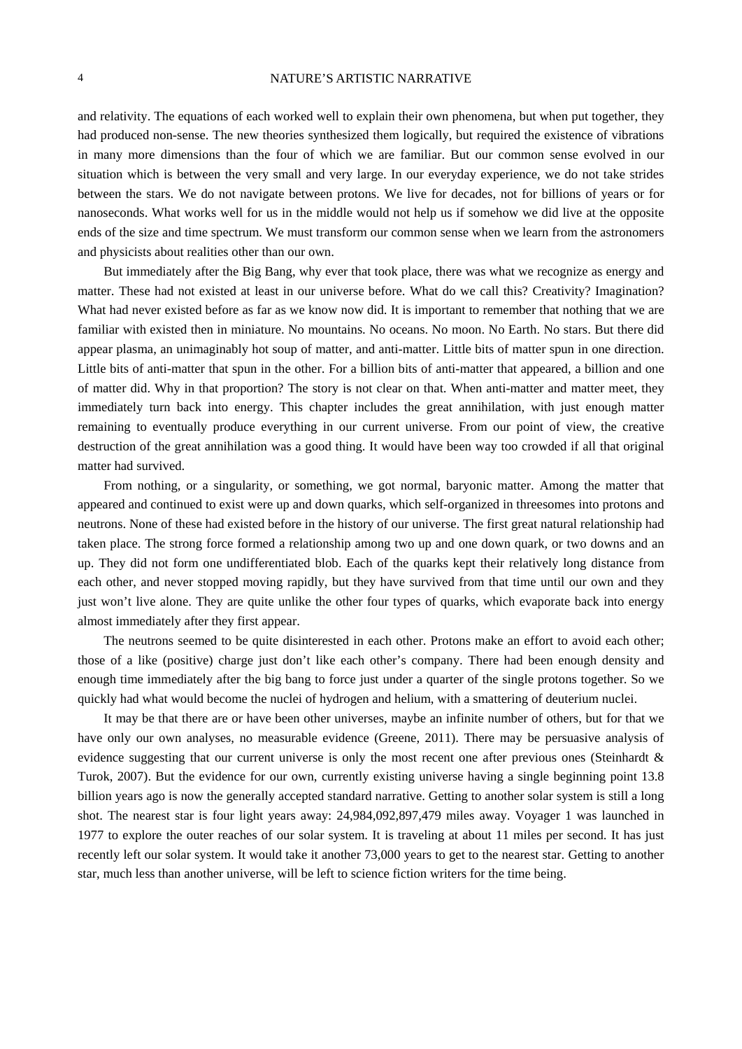and relativity. The equations of each worked well to explain their own phenomena, but when put together, they had produced non-sense. The new theories synthesized them logically, but required the existence of vibrations in many more dimensions than the four of which we are familiar. But our common sense evolved in our situation which is between the very small and very large. In our everyday experience, we do not take strides between the stars. We do not navigate between protons. We live for decades, not for billions of years or for nanoseconds. What works well for us in the middle would not help us if somehow we did live at the opposite ends of the size and time spectrum. We must transform our common sense when we learn from the astronomers and physicists about realities other than our own.

But immediately after the Big Bang, why ever that took place, there was what we recognize as energy and matter. These had not existed at least in our universe before. What do we call this? Creativity? Imagination? What had never existed before as far as we know now did. It is important to remember that nothing that we are familiar with existed then in miniature. No mountains. No oceans. No moon. No Earth. No stars. But there did appear plasma, an unimaginably hot soup of matter, and anti-matter. Little bits of matter spun in one direction. Little bits of anti-matter that spun in the other. For a billion bits of anti-matter that appeared, a billion and one of matter did. Why in that proportion? The story is not clear on that. When anti-matter and matter meet, they immediately turn back into energy. This chapter includes the great annihilation, with just enough matter remaining to eventually produce everything in our current universe. From our point of view, the creative destruction of the great annihilation was a good thing. It would have been way too crowded if all that original matter had survived.

From nothing, or a singularity, or something, we got normal, baryonic matter. Among the matter that appeared and continued to exist were up and down quarks, which self-organized in threesomes into protons and neutrons. None of these had existed before in the history of our universe. The first great natural relationship had taken place. The strong force formed a relationship among two up and one down quark, or two downs and an up. They did not form one undifferentiated blob. Each of the quarks kept their relatively long distance from each other, and never stopped moving rapidly, but they have survived from that time until our own and they just won't live alone. They are quite unlike the other four types of quarks, which evaporate back into energy almost immediately after they first appear.

The neutrons seemed to be quite disinterested in each other. Protons make an effort to avoid each other; those of a like (positive) charge just don't like each other's company. There had been enough density and enough time immediately after the big bang to force just under a quarter of the single protons together. So we quickly had what would become the nuclei of hydrogen and helium, with a smattering of deuterium nuclei.

It may be that there are or have been other universes, maybe an infinite number of others, but for that we have only our own analyses, no measurable evidence (Greene, 2011). There may be persuasive analysis of evidence suggesting that our current universe is only the most recent one after previous ones (Steinhardt & Turok, 2007). But the evidence for our own, currently existing universe having a single beginning point 13.8 billion years ago is now the generally accepted standard narrative. Getting to another solar system is still a long shot. The nearest star is four light years away: 24,984,092,897,479 miles away. Voyager 1 was launched in 1977 to explore the outer reaches of our solar system. It is traveling at about 11 miles per second. It has just recently left our solar system. It would take it another 73,000 years to get to the nearest star. Getting to another star, much less than another universe, will be left to science fiction writers for the time being.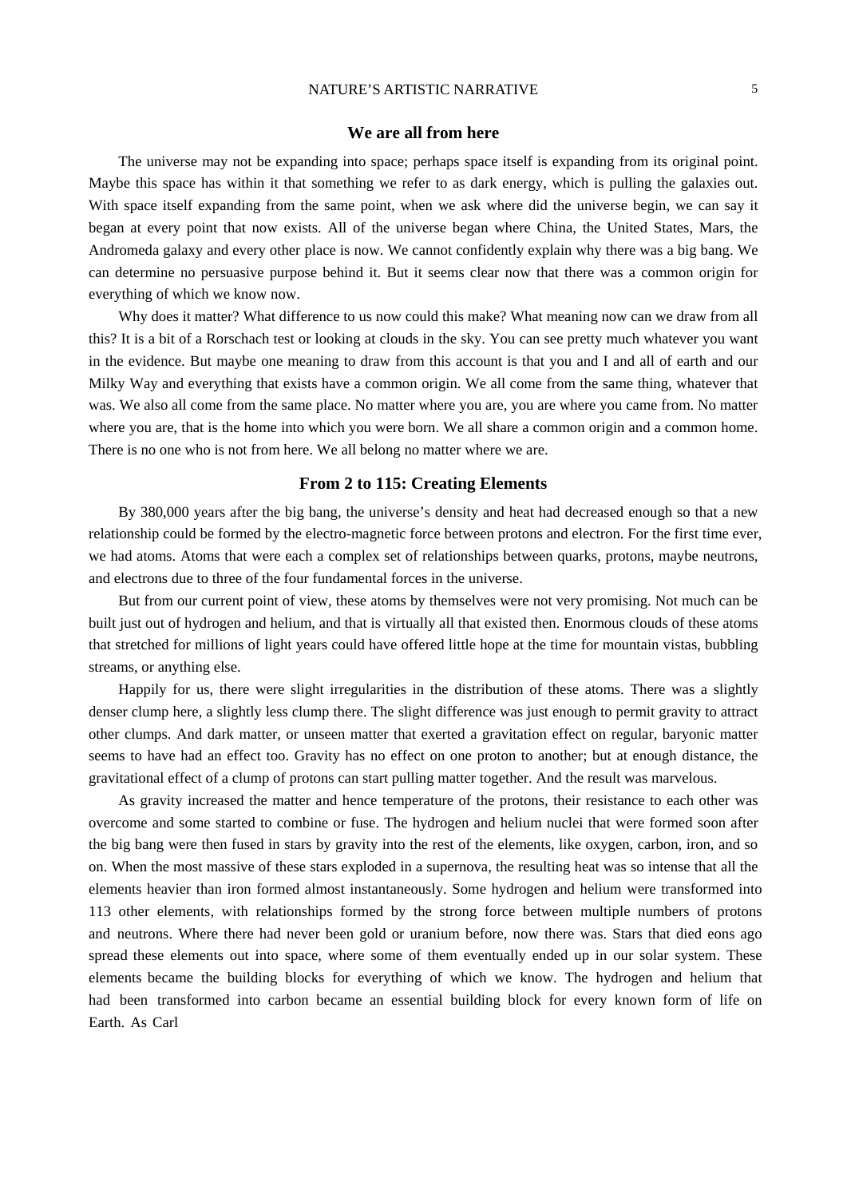## We are all from here

The universe may not be expanding into space; perhaps space itself is expanding from its original point. Maybe this space has within it that something we refer to as dark energy, which is pulling the galaxies out. With space itself expanding from the same point, when we ask where did the universe begin, we can say it began at every point that now exists. All of the universe began where China, the United States, Mars, the Andromeda galaxy and every other place is now. We cannot confidently explain why there was a big bang. We can determine no persuasive purpose behind it. But it seems clear now that there was a common origin for everything of which we know now.

Why does it matter? What difference to us now could this make? What meaning now can we draw from all this? It is a bit of a Rorschach test or looking at clouds in the sky. You can see pretty much whatever you want in the evidence. But maybe one meaning to draw from this account is that you and I and all of earth and our Milky Way and everything that exists have a common origin. We all come from the same thing, whatever that was. We also all come from the same place. No matter where you are, you are where you came from. No matter where you are, that is the home into which you were born. We all share a common origin and a common home. There is no one who is not from here. We all belong no matter where we are.

## From 2 to 115: Creating Elements

By 380,000 years after the big bang, the universe's density and heat had decreased enough so that a new relationship could be formed by the electro-magnetic force between protons and electron. For the first time ever, we had atoms. Atoms that were each a complex set of relationships between quarks, protons, maybe neutrons, and electrons due to three of the four fundamental forces in the universe.

But from our current point of view, these atoms by themselves were not very promising. Not much can be built just out of hydrogen and helium, and that is virtually all that existed then. Enormous clouds of these atoms that stretched for millions of light years could have offered little hope at the time for mountain vistas, bubbling streams, or anything else.

Happily for us, there were slight irregularities in the distribution of these atoms. There was a slightly denser clump here, a slightly less clump there. The slight difference was just enough to permit gravity to attract other clumps. And dark matter, or unseen matter that exerted a gravitation effect on regular, baryonic matter seems to have had an effect too. Gravity has no effect on one proton to another; but at enough distance, the gravitational effect of a clump of protons can start pulling matter together. And the result was marvelous.

As gravity increased the matter and hence temperature of the protons, their resistance to each other was overcome and some started to combine or fuse. The hydrogen and helium nuclei that were formed soon after the big bang were then fused in stars by gravity into the rest of the elements, like oxygen, carbon, iron, and so on. When the most massive of these stars exploded in a supernova, the resulting heat was so intense that all the elements heavier than iron formed almost instantaneously. Some hydrogen and helium were transformed into 113 other elements, with relationships formed by the strong force between multiple numbers of protons and neutrons. Where there had never been gold or uranium before, now there was. Stars that died eons ago spread these elements out into space, where some of them eventually ended up in our solar system. These elements became the building blocks for everything of which we know. The hydrogen and helium that had been transformed into carbon became an essential building block for every known form of life on Earth. As Carl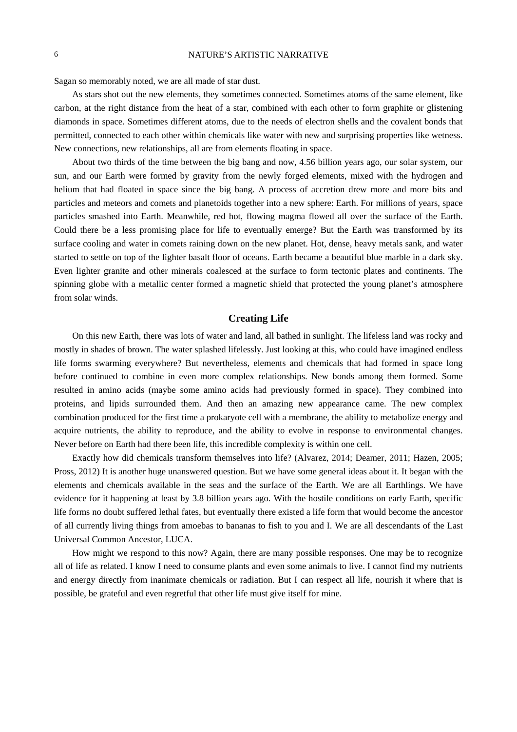Sagan so memorably noted, we are all made of star dust.

As stars shot out the new elements, they sometimes connected. Sometimes atoms of the same element, like carbon, at the right distance from the heat of a star, combined with each other to form graphite or glistening diamonds in space. Sometimes different atoms, due to the needs of electron shells and the covalent bonds that permitted, connected to each other within chemicals like water with new and surprising properties like wetness. New connections, new relationships, all are from elements floating in space.

About two thirds of the time between the big bang and now, 4.56 billion years ago, our solar system, our sun, and our Earth were formed by gravity from the newly forged elements, mixed with the hydrogen and helium that had floated in space since the big bang. A process of accretion drew more and more bits and particles and meteors and comets and planetoids together into a new sphere: Earth. For millions of years, space particles smashed into Earth. Meanwhile, red hot, flowing magma flowed all over the surface of the Earth. Could there be a less promising place for life to eventually emerge? But the Earth was transformed by its surface cooling and water in comets raining down on the new planet. Hot, dense, heavy metals sank, and water started to settle on top of the lighter basalt floor of oceans. Earth became a beautiful blue marble in a dark sky. Even lighter granite and other minerals coalesced at the surface to form tectonic plates and continents. The spinning globe with a metallic center formed a magnetic shield that protected the young planet's atmosphere from solar winds.

## Creating Life

On this new Earth, there was lots of water and land, all bathed in sunlight. The lifeless land was rocky and mostly in shades of brown. The water splashed lifelessly. Just looking at this, who could have imagined endless life forms swarming everywhere? But nevertheless, elements and chemicals that had formed in space long before continued to combine in even more complex relationships. New bonds among them formed. Some resulted in amino acids (maybe some amino acids had previously formed in space). They combined into proteins, and lipids surrounded them. And then an amazing new appearance came. The new complex combination produced for the first time a prokaryote cell with a membrane, the ability to metabolize energy and acquire nutrients, the ability to reproduce, and the ability to evolve in response to environmental changes. Never before on Earth had there been life, this incredible complexity is within one cell.

Exactly how did chemicals transform themselves into life? (Alvarez, 2014; Deamer, 2011; Hazen, 2005; Pross, 2012) It is another huge unanswered question. But we have some general ideas about it. It began with the elements and chemicals available in the seas and the surface of the Earth. We are all Earthlings. We have evidence for it happening at least by 3.8 billion years ago. With the hostile conditions on early Earth, specific life forms no doubt suffered lethal fates, but eventually there existed a life form that would become the ancestor of all currently living things from amoebas to bananas to fish to you and I. We are all descendants of the Last Universal Common Ancestor, LUCA.

How might we respond to this now? Again, there are many possible responses. One may be to recognize all of life as related. I know I need to consume plants and even some animals to live. I cannot find my nutrients and energy directly from inanimate chemicals or radiation. But I can respect all life, nourish it where that is possible, be grateful and even regretful that other life must give itself for mine.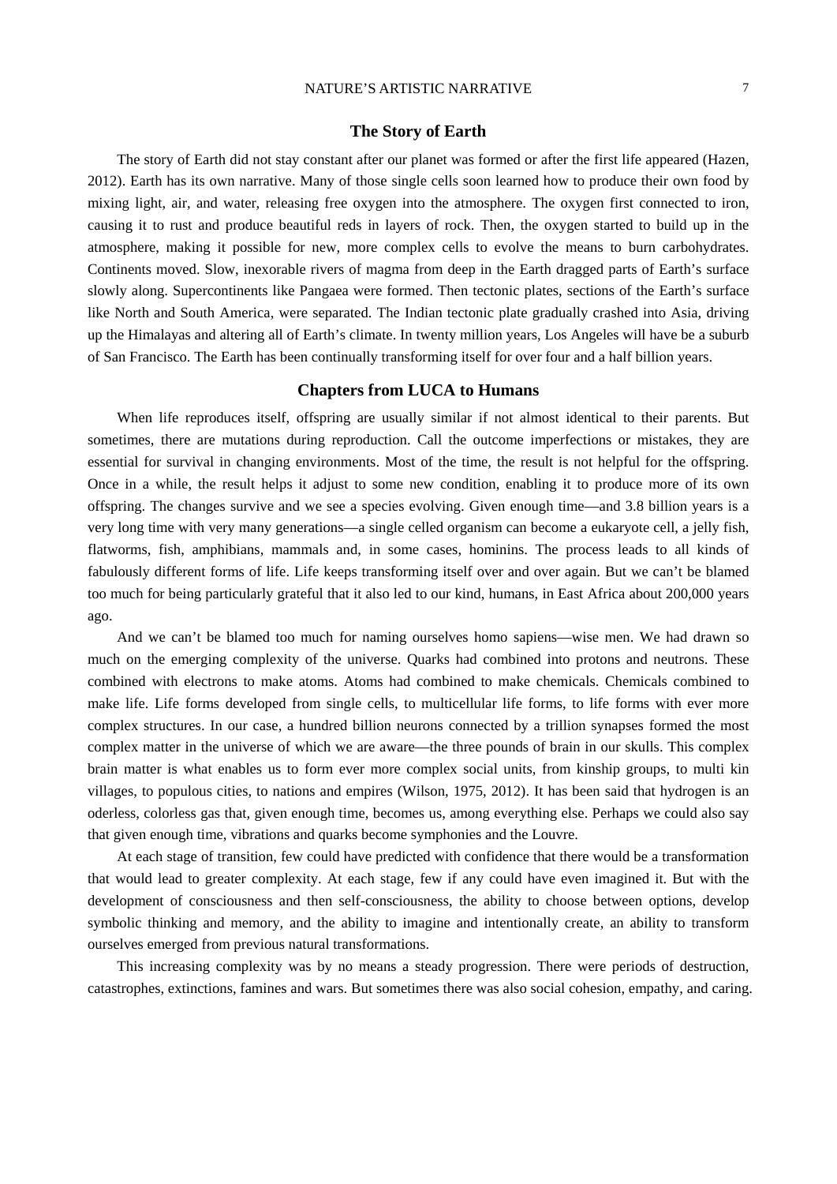## The Story of Earth

The story of Earth did not stay constant after our planet was formed or after the first life appeared (Hazen, 2012). Earth has its own narrative. Many of those single cells soon learned how to produce their own food by mixing light, air, and water, releasing free oxygen into the atmosphere. The oxygen first connected to iron, causing it to rust and produce beautiful reds in layers of rock. Then, the oxygen started to build up in the atmosphere, making it possible for new, more complex cells to evolve the means to burn carbohydrates. Continents moved. Slow, inexorable rivers of magma from deep in the Earth dragged parts of Earth's surface slowly along. Supercontinents like Pangaea were formed. Then tectonic plates, sections of the Earth's surface like North and South America, were separated. The Indian tectonic plate gradually crashed into Asia, driving up the Himalayas and altering all of Earth's climate. In twenty million years, Los Angeles will have be a suburb of San Francisco. The Earth has been continually transforming itself for over four and a half billion years.

## Chapters from LUCA to Humans

When life reproduces itself, offspring are usually similar if not almost identical to their parents. But sometimes, there are mutations during reproduction. Call the outcome imperfections or mistakes, they are essential for survival in changing environments. Most of the time, the result is not helpful for the offspring. Once in a while, the result helps it adjust to some new condition, enabling it to produce more of its own offspring. The changes survive and we see a species evolving. Given enough time—and 3.8 billion years is a very long time with very many generations—a single celled organism can become a eukaryote cell, a jelly fish, flatworms, fish, amphibians, mammals and, in some cases, hominins. The process leads to all kinds of fabulously different forms of life. Life keeps transforming itself over and over again. But we can't be blamed too much for being particularly grateful that it also led to our kind, humans, in East Africa about 200,000 years ago.

And we can't be blamed too much for naming ourselves homo sapiens—wise men. We had drawn so much on the emerging complexity of the universe. Quarks had combined into protons and neutrons. These combined with electrons to make atoms. Atoms had combined to make chemicals. Chemicals combined to make life. Life forms developed from single cells, to multicellular life forms, to life forms with ever more complex structures. In our case, a hundred billion neurons connected by a trillion synapses formed the most complex matter in the universe of which we are aware—the three pounds of brain in our skulls. This complex brain matter is what enables us to form ever more complex social units, from kinship groups, to multi kin villages, to populous cities, to nations and empires (Wilson, 1975, 2012). It has been said that hydrogen is an oderless, colorless gas that, given enough time, becomes us, among everything else. Perhaps we could also say that given enough time, vibrations and quarks become symphonies and the Louvre.

At each stage of transition, few could have predicted with confidence that there would be a transformation that would lead to greater complexity. At each stage, few if any could have even imagined it. But with the development of consciousness and then self-consciousness, the ability to choose between options, develop symbolic thinking and memory, and the ability to imagine and intentionally create, an ability to transform ourselves emerged from previous natural transformations.

This increasing complexity was by no means a steady progression. There were periods of destruction, catastrophes, extinctions, famines and wars. But sometimes there was also social cohesion, empathy, and caring.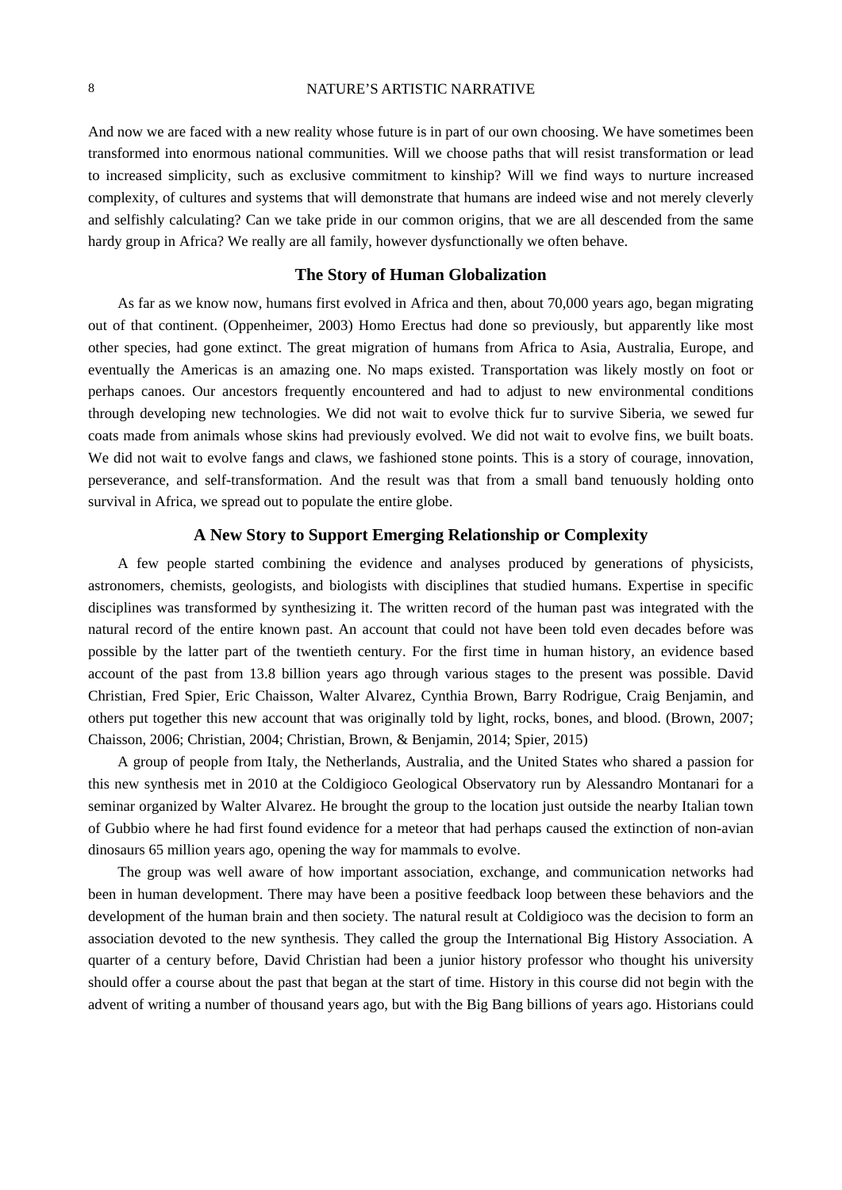And now we are faced with a new reality whose future is in part of our own choosing. We have sometimes been transformed into enormous national communities. Will we choose paths that will resist transformation or lead to increased simplicity, such as exclusive commitment to kinship? Will we find ways to nurture increased complexity, of cultures and systems that will demonstrate that humans are indeed wise and not merely cleverly and selfishly calculating? Can we take pride in our common origins, that we are all descended from the same hardy group in Africa? We really are all family, however dysfunctionally we often behave.

## The Story of Human Globalization

As far as we know now, humans first evolved in Africa and then, about 70,000 years ago, began migrating out of that continent. (Oppenheimer, 2003) Homo Erectus had done so previously, but apparently like most other species, had gone extinct. The great migration of humans from Africa to Asia, Australia, Europe, and eventually the Americas is an amazing one. No maps existed. Transportation was likely mostly on foot or perhaps canoes. Our ancestors frequently encountered and had to adjust to new environmental conditions through developing new technologies. We did not wait to evolve thick fur to survive Siberia, we sewed fur coats made from animals whose skins had previously evolved. We did not wait to evolve fins, we built boats. We did not wait to evolve fangs and claws, we fashioned stone points. This is a story of courage, innovation, perseverance, and self-transformation. And the result was that from a small band tenuously holding onto survival in Africa, we spread out to populate the entire globe.

## A New Story to Support Emerging Relationship or Complexity

A few people started combining the evidence and analyses produced by generations of physicists, astronomers, chemists, geologists, and biologists with disciplines that studied humans. Expertise in specific disciplines was transformed by synthesizing it. The written record of the human past was integrated with the natural record of the entire known past. An account that could not have been told even decades before was possible by the latter part of the twentieth century. For the first time in human history, an evidence based account of the past from 13.8 billion years ago through various stages to the present was possible. David Christian, Fred Spier, Eric Chaisson, Walter Alvarez, Cynthia Brown, Barry Rodrigue, Craig Benjamin, and others put together this new account that was originally told by light, rocks, bones, and blood. (Brown, 2007; Chaisson, 2006; Christian, 2004; Christian, Brown, & Benjamin, 2014; Spier, 2015)

A group of people from Italy, the Netherlands, Australia, and the United States who shared a passion for this new synthesis met in 2010 at the Coldigioco Geological Observatory run by Alessandro Montanari for a seminar organized by Walter Alvarez. He brought the group to the location just outside the nearby Italian town of Gubbio where he had first found evidence for a meteor that had perhaps caused the extinction of non-avian dinosaurs 65 million years ago, opening the way for mammals to evolve.

The group was well aware of how important association, exchange, and communication networks had been in human development. There may have been a positive feedback loop between these behaviors and the development of the human brain and then society. The natural result at Coldigioco was the decision to form an association devoted to the new synthesis. They called the group the International Big History Association. A quarter of a century before, David Christian had been a junior history professor who thought his university should offer a course about the past that began at the start of time. History in this course did not begin with the advent of writing a number of thousand years ago, but with the Big Bang billions of years ago. Historians could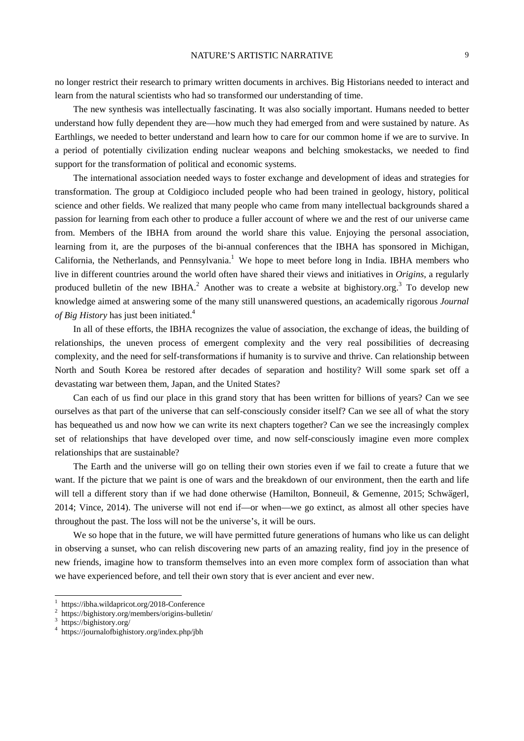no longer restrict their research to primary written documents in archives. Big Historians needed to interact and learn from the natural scientists who had so transformed our understanding of time.

The new synthesis was intellectually fascinating. It was also socially important. Humans needed to better understand how fully dependent they are—how much they had emerged from and were sustained by nature. As Earthlings, we needed to better understand and learn how to care for our common home if we are to survive. In a period of potentially civilization ending nuclear weapons and belching smokestacks, we needed to find support for the transformation of political and economic systems.

The international association needed ways to foster exchange and development of ideas and strategies for transformation. The group at Coldigioco included people who had been trained in geology, history, political science and other fields. We realized that many people who came from many intellectual backgrounds shared a passion for learning from each other to produce a fuller account of where we and the rest of our universe came from. Members of the IBHA from around the world share this value. Enjoying the personal association, learning from it, are the purposes of the bi-annual conferences that the IBHA has sponsored in Michigan, California, the Netherlands, and Pennsylvania.[1] We hope to meet before long in India. IBHA members who live in different countries around the world often have shared their views and initiatives in *Origins*, a regularly produced bulletin of the new IBHA.[2] Another was to create a website at bighistory.org.[3] To develop new knowledge aimed at answering some of the many still unanswered questions, an academically rigorous *Journal of Big History* has just been initiated.[4]

In all of these efforts, the IBHA recognizes the value of association, the exchange of ideas, the building of relationships, the uneven process of emergent complexity and the very real possibilities of decreasing complexity, and the need for self-transformations if humanity is to survive and thrive. Can relationship between North and South Korea be restored after decades of separation and hostility? Will some spark set off a devastating war between them, Japan, and the United States?

Can each of us find our place in this grand story that has been written for billions of years? Can we see ourselves as that part of the universe that can self-consciously consider itself? Can we see all of what the story has bequeathed us and now how we can write its next chapters together? Can we see the increasingly complex set of relationships that have developed over time, and now self-consciously imagine even more complex relationships that are sustainable?

The Earth and the universe will go on telling their own stories even if we fail to create a future that we want. If the picture that we paint is one of wars and the breakdown of our environment, then the earth and life will tell a different story than if we had done otherwise (Hamilton, Bonneuil, & Gemenne, 2015; Schwägerl, 2014; Vince, 2014). The universe will not end if—or when—we go extinct, as almost all other species have throughout the past. The loss will not be the universe's, it will be ours.

We so hope that in the future, we will have permitted future generations of humans who like us can delight in observing a sunset, who can relish discovering new parts of an amazing reality, find joy in the presence of new friends, imagine how to transform themselves into an even more complex form of association than what we have experienced before, and tell their own story that is ever ancient and ever new.

---

[1] https://ibha.wildapricot.org/2018-Conference

[2] https://bighistory.org/members/origins-bulletin/

[3] https://bighistory.org/

[4] https://journalofbighistory.org/index.php/jbh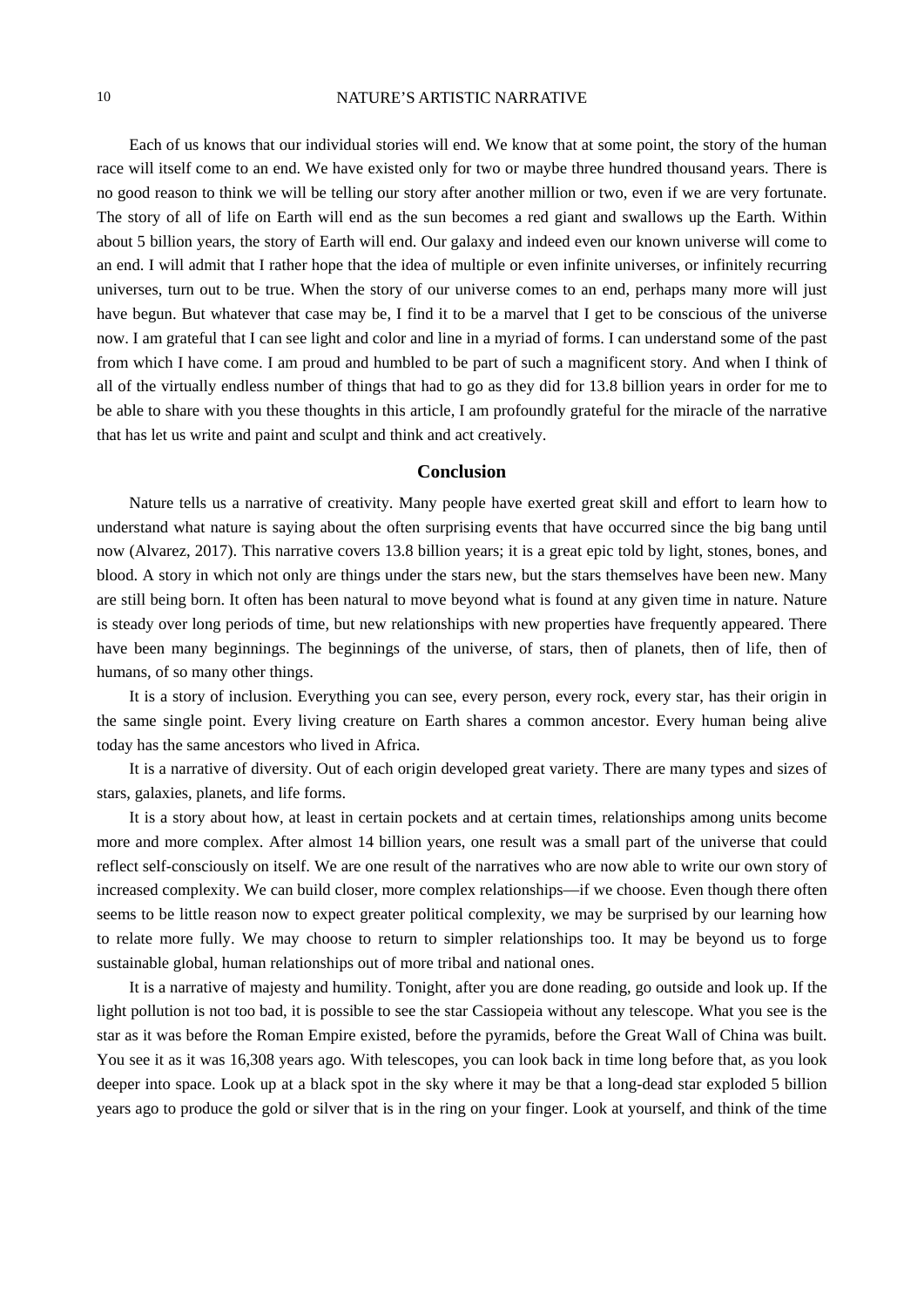Each of us knows that our individual stories will end. We know that at some point, the story of the human race will itself come to an end. We have existed only for two or maybe three hundred thousand years. There is no good reason to think we will be telling our story after another million or two, even if we are very fortunate. The story of all of life on Earth will end as the sun becomes a red giant and swallows up the Earth. Within about 5 billion years, the story of Earth will end. Our galaxy and indeed even our known universe will come to an end. I will admit that I rather hope that the idea of multiple or even infinite universes, or infinitely recurring universes, turn out to be true. When the story of our universe comes to an end, perhaps many more will just have begun. But whatever that case may be, I find it to be a marvel that I get to be conscious of the universe now. I am grateful that I can see light and color and line in a myriad of forms. I can understand some of the past from which I have come. I am proud and humbled to be part of such a magnificent story. And when I think of all of the virtually endless number of things that had to go as they did for 13.8 billion years in order for me to be able to share with you these thoughts in this article, I am profoundly grateful for the miracle of the narrative that has let us write and paint and sculpt and think and act creatively.

## Conclusion

Nature tells us a narrative of creativity. Many people have exerted great skill and effort to learn how to understand what nature is saying about the often surprising events that have occurred since the big bang until now (Alvarez, 2017). This narrative covers 13.8 billion years; it is a great epic told by light, stones, bones, and blood. A story in which not only are things under the stars new, but the stars themselves have been new. Many are still being born. It often has been natural to move beyond what is found at any given time in nature. Nature is steady over long periods of time, but new relationships with new properties have frequently appeared. There have been many beginnings. The beginnings of the universe, of stars, then of planets, then of life, then of humans, of so many other things.

It is a story of inclusion. Everything you can see, every person, every rock, every star, has their origin in the same single point. Every living creature on Earth shares a common ancestor. Every human being alive today has the same ancestors who lived in Africa.

It is a narrative of diversity. Out of each origin developed great variety. There are many types and sizes of stars, galaxies, planets, and life forms.

It is a story about how, at least in certain pockets and at certain times, relationships among units become more and more complex. After almost 14 billion years, one result was a small part of the universe that could reflect self-consciously on itself. We are one result of the narratives who are now able to write our own story of increased complexity. We can build closer, more complex relationships—if we choose. Even though there often seems to be little reason now to expect greater political complexity, we may be surprised by our learning how to relate more fully. We may choose to return to simpler relationships too. It may be beyond us to forge sustainable global, human relationships out of more tribal and national ones.

It is a narrative of majesty and humility. Tonight, after you are done reading, go outside and look up. If the light pollution is not too bad, it is possible to see the star Cassiopeia without any telescope. What you see is the star as it was before the Roman Empire existed, before the pyramids, before the Great Wall of China was built. You see it as it was 16,308 years ago. With telescopes, you can look back in time long before that, as you look deeper into space. Look up at a black spot in the sky where it may be that a long-dead star exploded 5 billion years ago to produce the gold or silver that is in the ring on your finger. Look at yourself, and think of the time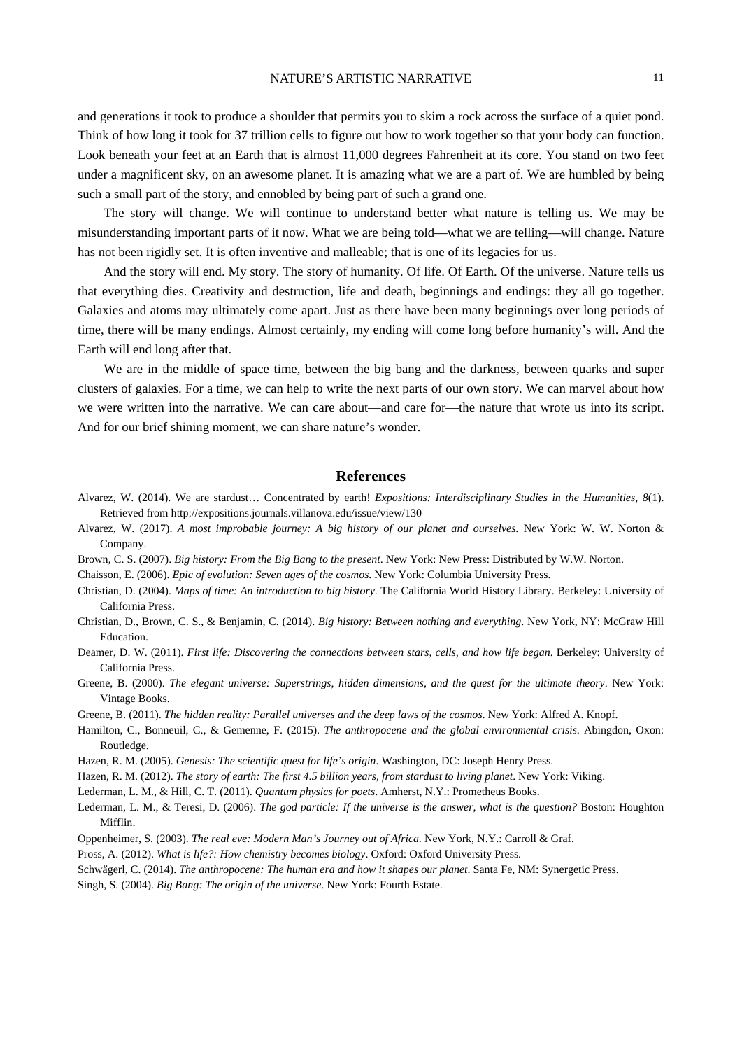and generations it took to produce a shoulder that permits you to skim a rock across the surface of a quiet pond. Think of how long it took for 37 trillion cells to figure out how to work together so that your body can function. Look beneath your feet at an Earth that is almost 11,000 degrees Fahrenheit at its core. You stand on two feet under a magnificent sky, on an awesome planet. It is amazing what we are a part of. We are humbled by being such a small part of the story, and ennobled by being part of such a grand one.

The story will change. We will continue to understand better what nature is telling us. We may be misunderstanding important parts of it now. What we are being told—what we are telling—will change. Nature has not been rigidly set. It is often inventive and malleable; that is one of its legacies for us.

And the story will end. My story. The story of humanity. Of life. Of Earth. Of the universe. Nature tells us that everything dies. Creativity and destruction, life and death, beginnings and endings: they all go together. Galaxies and atoms may ultimately come apart. Just as there have been many beginnings over long periods of time, there will be many endings. Almost certainly, my ending will come long before humanity's will. And the Earth will end long after that.

We are in the middle of space time, between the big bang and the darkness, between quarks and super clusters of galaxies. For a time, we can help to write the next parts of our own story. We can marvel about how we were written into the narrative. We can care about—and care for—the nature that wrote us into its script. And for our brief shining moment, we can share nature's wonder.

## References

Alvarez, W. (2014). We are stardust… Concentrated by earth! *Expositions: Interdisciplinary Studies in the Humanities, 8*(1). Retrieved from http://expositions.journals.villanova.edu/issue/view/130

Alvarez, W. (2017). *A most improbable journey: A big history of our planet and ourselves.* New York: W. W. Norton & Company.

Brown, C. S. (2007). *Big history: From the Big Bang to the present*. New York: New Press: Distributed by W.W. Norton.

Chaisson, E. (2006). *Epic of evolution: Seven ages of the cosmos.* New York: Columbia University Press.

Christian, D. (2004). *Maps of time: An introduction to big history*. The California World History Library. Berkeley: University of California Press.

Christian, D., Brown, C. S., & Benjamin, C. (2014). *Big history: Between nothing and everything.* New York, NY: McGraw Hill Education.

Deamer, D. W. (2011). *First life: Discovering the connections between stars, cells, and how life began*. Berkeley: University of California Press.

Greene, B. (2000). *The elegant universe: Superstrings, hidden dimensions, and the quest for the ultimate theory*. New York: Vintage Books.

Greene, B. (2011). *The hidden reality: Parallel universes and the deep laws of the cosmos*. New York: Alfred A. Knopf.

Hamilton, C., Bonneuil, C., & Gemenne, F. (2015). *The anthropocene and the global environmental crisis*. Abingdon, Oxon: Routledge.

Hazen, R. M. (2005). *Genesis: The scientific quest for life's origin*. Washington, DC: Joseph Henry Press.

Hazen, R. M. (2012). *The story of earth: The first 4.5 billion years, from stardust to living planet*. New York: Viking.

Lederman, L. M., & Hill, C. T. (2011). *Quantum physics for poets*. Amherst, N.Y.: Prometheus Books.

Lederman, L. M., & Teresi, D. (2006). *The god particle: If the universe is the answer, what is the question?* Boston: Houghton Mifflin.

Oppenheimer, S. (2003). *The real eve: Modern Man's Journey out of Africa*. New York, N.Y.: Carroll & Graf.

Pross, A. (2012). *What is life?: How chemistry becomes biology*. Oxford: Oxford University Press.

Schwägerl, C. (2014). *The anthropocene: The human era and how it shapes our planet*. Santa Fe, NM: Synergetic Press.

Singh, S. (2004). *Big Bang: The origin of the universe*. New York: Fourth Estate.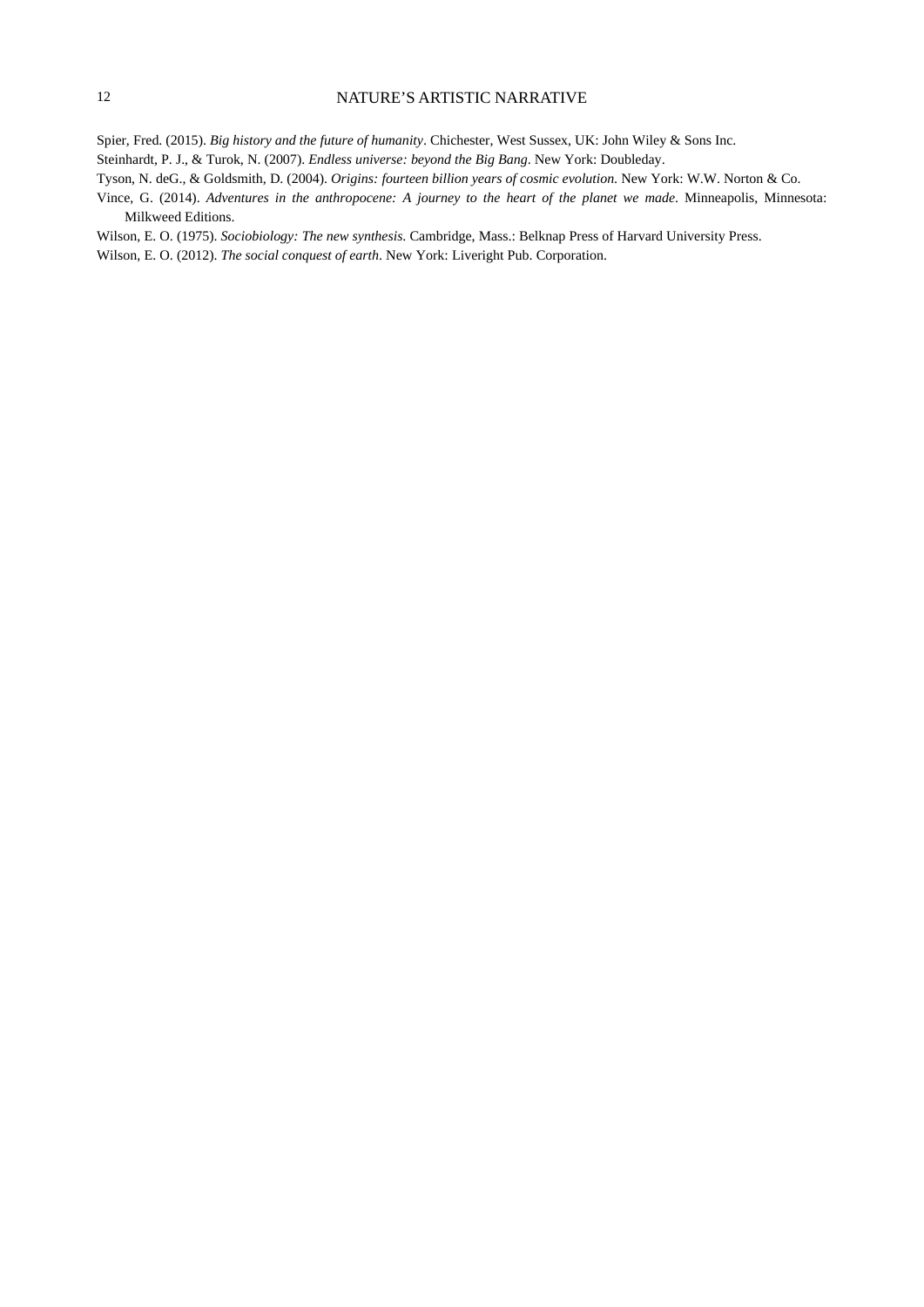Spier, Fred. (2015). *Big history and the future of humanity*. Chichester, West Sussex, UK: John Wiley & Sons Inc.

Steinhardt, P. J., & Turok, N. (2007). *Endless universe: beyond the Big Bang*. New York: Doubleday.

Tyson, N. deG., & Goldsmith, D. (2004). *Origins: fourteen billion years of cosmic evolution*. New York: W.W. Norton & Co.

Vince, G. (2014). *Adventures in the anthropocene: A journey to the heart of the planet we made*. Minneapolis, Minnesota: Milkweed Editions.

Wilson, E. O. (1975). *Sociobiology: The new synthesis*. Cambridge, Mass.: Belknap Press of Harvard University Press.

Wilson, E. O. (2012). *The social conquest of earth*. New York: Liveright Pub. Corporation.